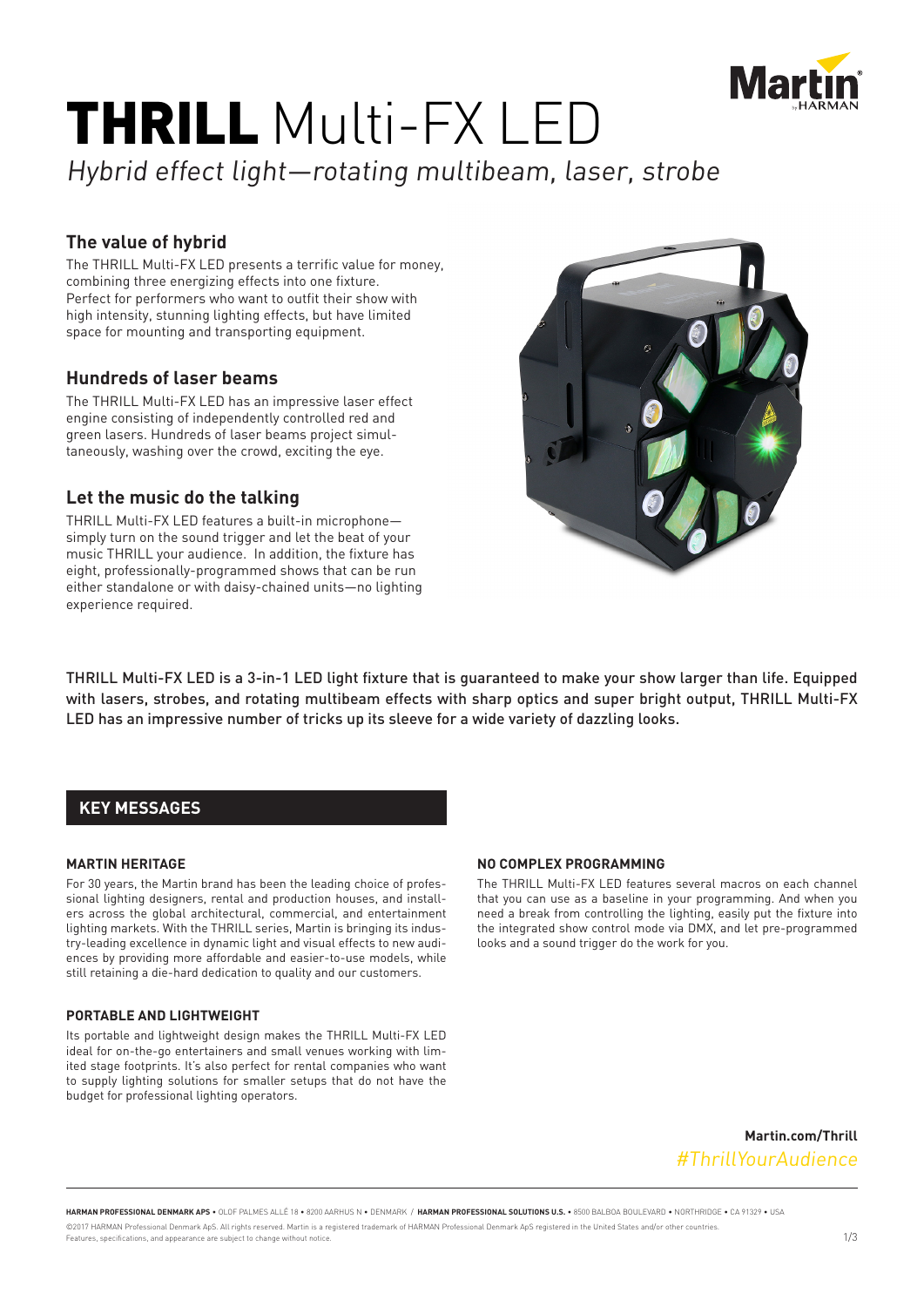# **THRILL** Multi-FX LED

*Hybrid effect light—rotating multibeam, laser, strobe*

### The value of hybrid

The THRILL Multi-FX LED presents a terrific value for money, combining three energizing effects into one fixture. Perfect for performers who want to outfit their show with high intensity, stunning lighting effects, but have limited space for mounting and transporting equipment.

### Hundreds of laser beams

The THRILL Multi-FX LED has an impressive laser effect engine consisting of independently controlled red and green lasers. Hundreds of laser beams project simultaneously, washing over the crowd, exciting the eye.

### Let the music do the talking

THRILL Multi-FX LED features a built-in microphone—simply turn on the sound trigger and let the beat of your music THRILL your audience. In addition, the fixture has eight, professionally-programmed shows that can be run either standalone or with daisy-chained units—no lighting experience required.

THRILL Multi-FX LED is a 3-in-1 LED light fixture that is guaranteed to make your show larger than life. Equipped with lasers, strobes, and rotating multibeam effects with sharp optics and super bright output, THRILL Multi-FX LED has an impressive number of tricks up its sleeve for a wide variety of dazzling looks.

## KEY MESSAGES

#### MARTIN HERITAGE

For 30 years, the Martin brand has been the leading choice of professional lighting designers, rental and production houses, and installers across the global architectural, commercial, and entertainment lighting markets. With the THRILL series, Martin is bringing its industry-leading excellence in dynamic light and visual effects to new audiences by providing more affordable and easier-to-use models, while still retaining a die-hard dedication to quality and our customers.

#### PORTABLE AND LIGHTWEIGHT

Its portable and lightweight design makes the THRILL Multi-FX LED ideal for on-the-go entertainers and small venues working with limited stage footprints. It's also perfect for rental companies who want to supply lighting solutions for smaller setups that do not have the budget for professional lighting operators.

#### NO COMPLEX PROGRAMMING

The THRILL Multi-FX LED features several macros on each channel that you can use as a baseline in your programming. And when you need a break from controlling the lighting, easily put the fixture into the integrated show control mode via DMX, and let pre-programmed looks and a sound trigger do the work for you.

**Martin.com/Thrill**
*#ThrillYourAudience*

**HARMAN PROFESSIONAL DENMARK APS** • OLOF PALMES ALLÉ 18 • 8200 AARHUS N • DENMARK / **HARMAN PROFESSIONAL SOLUTIONS U.S.** • 8500 BALBOA BOULEVARD • NORTHRIDGE • CA 91329 • USA
©2017 HARMAN Professional Denmark ApS. All rights reserved. Martin is a registered trademark of HARMAN Professional Denmark ApS registered in the United States and/or other countries.
Features, specifications, and appearance are subject to change without notice.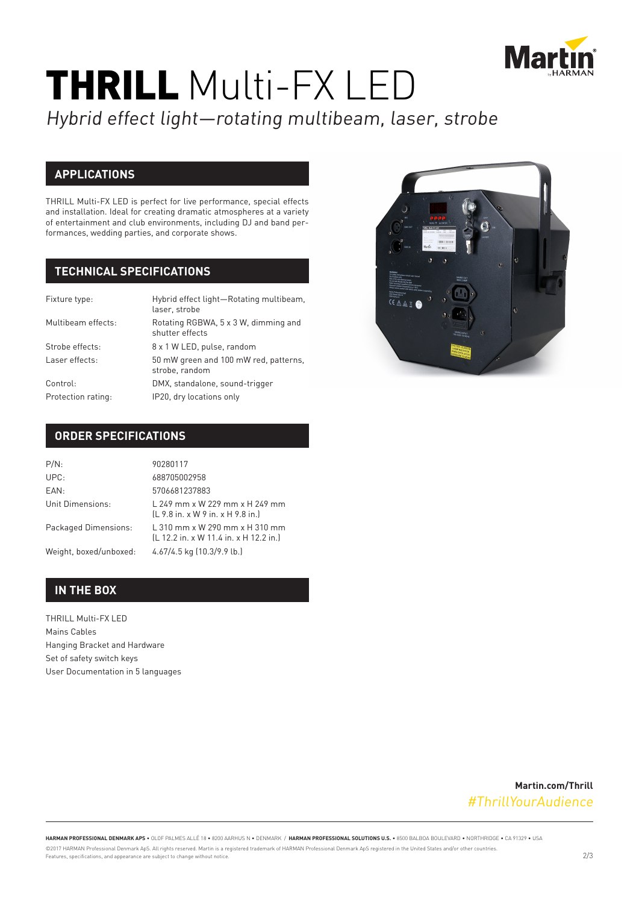# **THRILL** Multi-FX LED

*Hybrid effect light—rotating multibeam, laser, strobe*

## APPLICATIONS

THRILL Multi-FX LED is perfect for live performance, special effects and installation. Ideal for creating dramatic atmospheres at a variety of entertainment and club environments, including DJ and band performances, wedding parties, and corporate shows.

## TECHNICAL SPECIFICATIONS

| | |
|---|---|
| Fixture type: | Hybrid effect light—Rotating multibeam, laser, strobe |
| Multibeam effects: | Rotating RGBWA, 5 x 3 W, dimming and shutter effects |
| Strobe effects: | 8 x 1 W LED, pulse, random |
| Laser effects: | 50 mW green and 100 mW red, patterns, strobe, random |
| Control: | DMX, standalone, sound-trigger |
| Protection rating: | IP20, dry locations only |

## ORDER SPECIFICATIONS

| | |
|---|---|
| P/N: | 90280117 |
| UPC: | 688705002958 |
| EAN: | 5706681237883 |
| Unit Dimensions: | L 249 mm x W 229 mm x H 249 mm (L 9.8 in. x W 9 in. x H 9.8 in.) |
| Packaged Dimensions: | L 310 mm x W 290 mm x H 310 mm (L 12.2 in. x W 11.4 in. x H 12.2 in.) |
| Weight, boxed/unboxed: | 4.67/4.5 kg (10.3/9.9 lb.) |

## IN THE BOX

THRILL Multi-FX LED
Mains Cables
Hanging Bracket and Hardware
Set of safety switch keys
User Documentation in 5 languages

**Martin.com/Thrill**
*#ThrillYourAudience*

**HARMAN PROFESSIONAL DENMARK APS** • OLOF PALMES ALLÉ 18 • 8200 AARHUS N • DENMARK / **HARMAN PROFESSIONAL SOLUTIONS U.S.** • 8500 BALBOA BOULEVARD • NORTHRIDGE • CA 91329 • USA
©2017 HARMAN Professional Denmark ApS. All rights reserved. Martin is a registered trademark of HARMAN Professional Denmark ApS registered in the United States and/or other countries.
Features, specifications, and appearance are subject to change without notice.